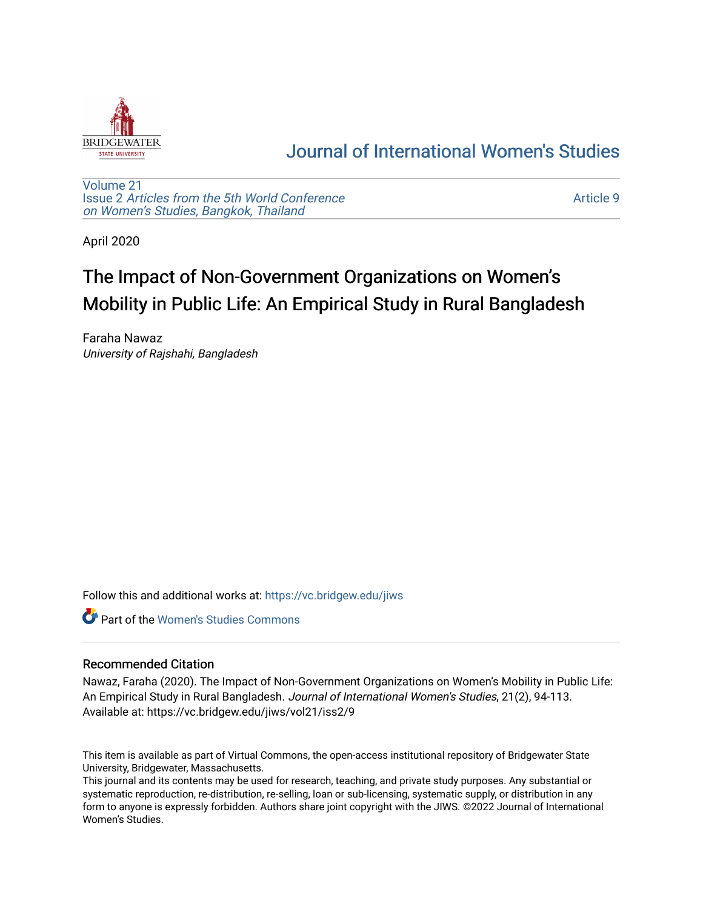# Journal of International Women's Studies

Volume 21
Issue 2 *Articles from the 5th World Conference on Women's Studies, Bangkok, Thailand*

Article 9

April 2020

# The Impact of Non-Government Organizations on Women's Mobility in Public Life: An Empirical Study in Rural Bangladesh

Faraha Nawaz
*University of Rajshahi, Bangladesh*

Follow this and additional works at: https://vc.bridgew.edu/jiws

Part of the Women's Studies Commons

## Recommended Citation

Nawaz, Faraha (2020). The Impact of Non-Government Organizations on Women's Mobility in Public Life: An Empirical Study in Rural Bangladesh. *Journal of International Women's Studies*, 21(2), 94-113.
Available at: https://vc.bridgew.edu/jiws/vol21/iss2/9

This item is available as part of Virtual Commons, the open-access institutional repository of Bridgewater State University, Bridgewater, Massachusetts.
This journal and its contents may be used for research, teaching, and private study purposes. Any substantial or systematic reproduction, re-distribution, re-selling, loan or sub-licensing, systematic supply, or distribution in any form to anyone is expressly forbidden. Authors share joint copyright with the JIWS. ©2022 Journal of International Women's Studies.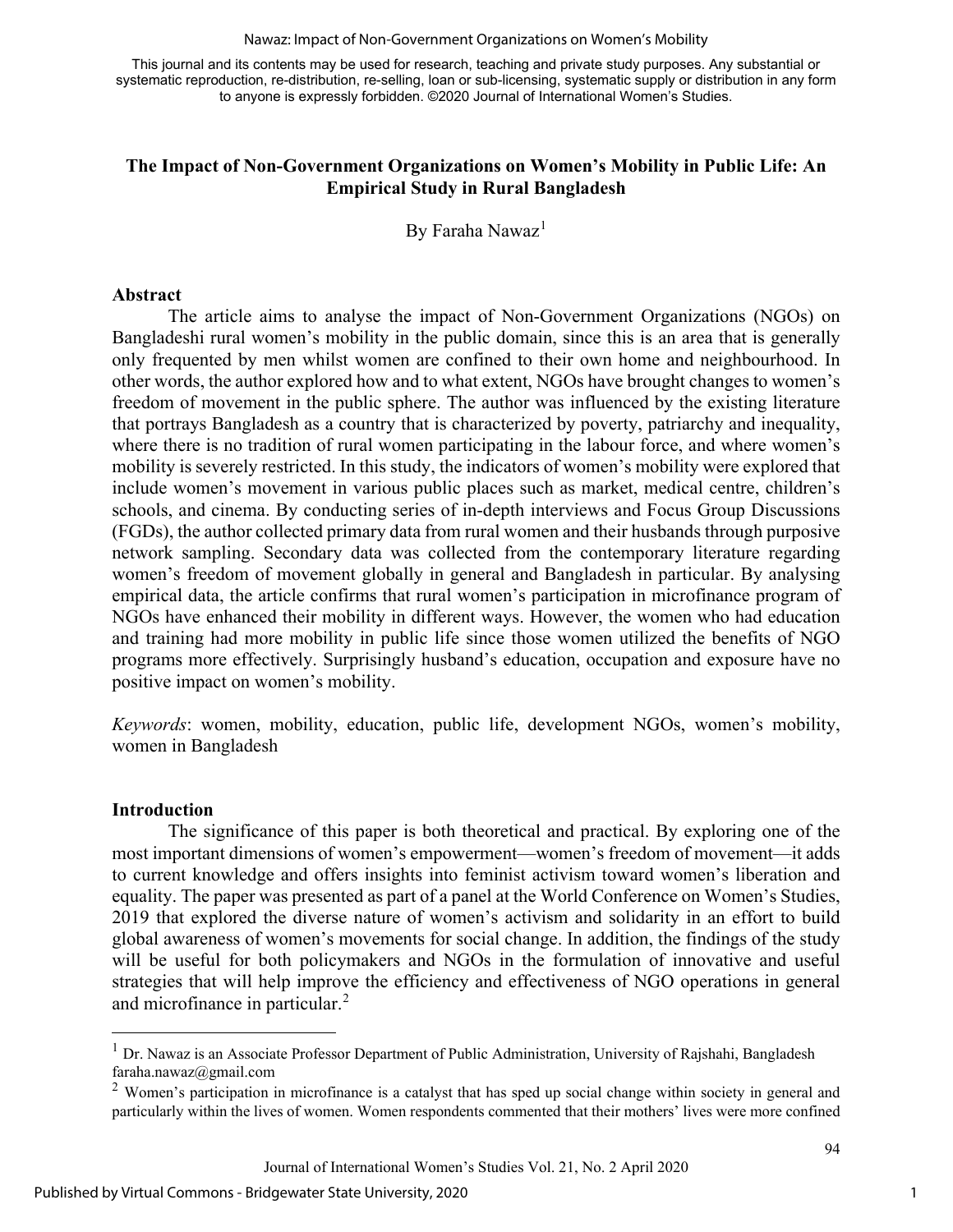This journal and its contents may be used for research, teaching and private study purposes. Any substantial or systematic reproduction, re-distribution, re-selling, loan or sub-licensing, systematic supply or distribution in any form to anyone is expressly forbidden. ©2020 Journal of International Women's Studies.

# The Impact of Non-Government Organizations on Women's Mobility in Public Life: An Empirical Study in Rural Bangladesh

By Faraha Nawaz[1]

## Abstract

The article aims to analyse the impact of Non-Government Organizations (NGOs) on Bangladeshi rural women's mobility in the public domain, since this is an area that is generally only frequented by men whilst women are confined to their own home and neighbourhood. In other words, the author explored how and to what extent, NGOs have brought changes to women's freedom of movement in the public sphere. The author was influenced by the existing literature that portrays Bangladesh as a country that is characterized by poverty, patriarchy and inequality, where there is no tradition of rural women participating in the labour force, and where women's mobility is severely restricted. In this study, the indicators of women's mobility were explored that include women's movement in various public places such as market, medical centre, children's schools, and cinema. By conducting series of in-depth interviews and Focus Group Discussions (FGDs), the author collected primary data from rural women and their husbands through purposive network sampling. Secondary data was collected from the contemporary literature regarding women's freedom of movement globally in general and Bangladesh in particular. By analysing empirical data, the article confirms that rural women's participation in microfinance program of NGOs have enhanced their mobility in different ways. However, the women who had education and training had more mobility in public life since those women utilized the benefits of NGO programs more effectively. Surprisingly husband's education, occupation and exposure have no positive impact on women's mobility.

*Keywords*: women, mobility, education, public life, development NGOs, women's mobility, women in Bangladesh

## Introduction

The significance of this paper is both theoretical and practical. By exploring one of the most important dimensions of women's empowerment—women's freedom of movement—it adds to current knowledge and offers insights into feminist activism toward women's liberation and equality. The paper was presented as part of a panel at the World Conference on Women's Studies, 2019 that explored the diverse nature of women's activism and solidarity in an effort to build global awareness of women's movements for social change. In addition, the findings of the study will be useful for both policymakers and NGOs in the formulation of innovative and useful strategies that will help improve the efficiency and effectiveness of NGO operations in general and microfinance in particular.[2]

---

[1] Dr. Nawaz is an Associate Professor Department of Public Administration, University of Rajshahi, Bangladesh faraha.nawaz@gmail.com

[2] Women's participation in microfinance is a catalyst that has sped up social change within society in general and particularly within the lives of women. Women respondents commented that their mothers' lives were more confined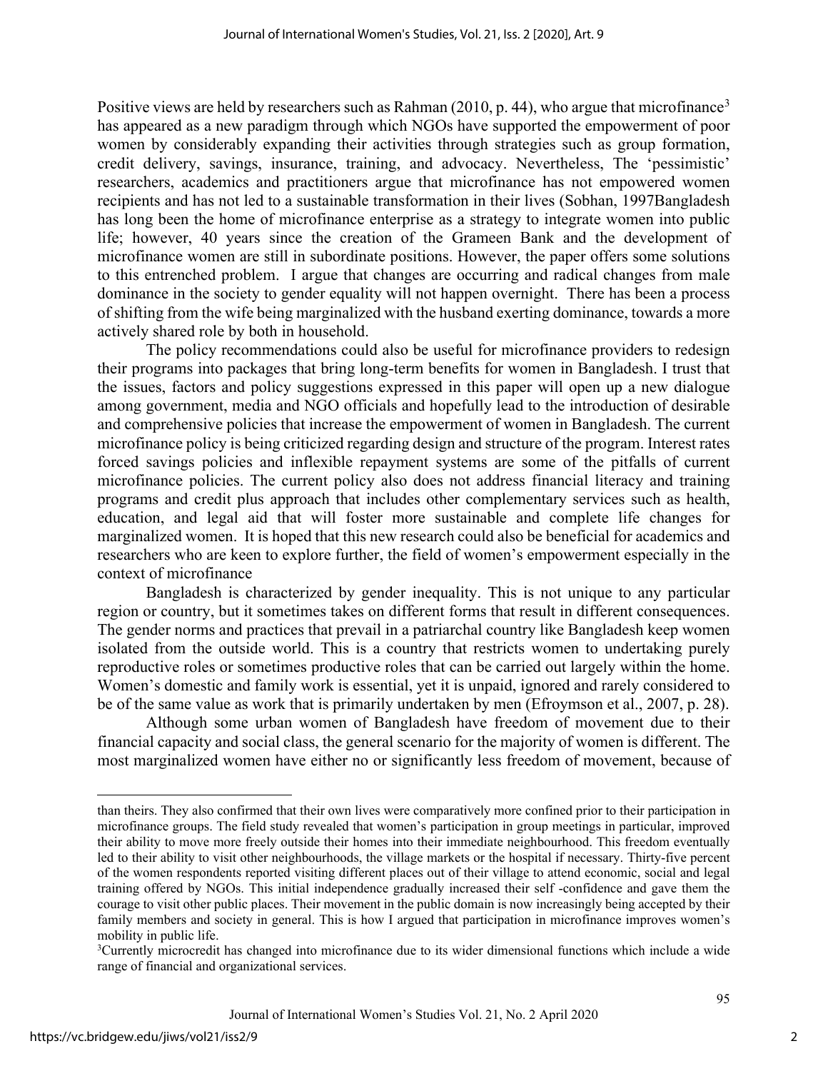Positive views are held by researchers such as Rahman (2010, p. 44), who argue that microfinance[3] has appeared as a new paradigm through which NGOs have supported the empowerment of poor women by considerably expanding their activities through strategies such as group formation, credit delivery, savings, insurance, training, and advocacy. Nevertheless, The 'pessimistic' researchers, academics and practitioners argue that microfinance has not empowered women recipients and has not led to a sustainable transformation in their lives (Sobhan, 1997Bangladesh has long been the home of microfinance enterprise as a strategy to integrate women into public life; however, 40 years since the creation of the Grameen Bank and the development of microfinance women are still in subordinate positions. However, the paper offers some solutions to this entrenched problem. I argue that changes are occurring and radical changes from male dominance in the society to gender equality will not happen overnight. There has been a process of shifting from the wife being marginalized with the husband exerting dominance, towards a more actively shared role by both in household.

The policy recommendations could also be useful for microfinance providers to redesign their programs into packages that bring long-term benefits for women in Bangladesh. I trust that the issues, factors and policy suggestions expressed in this paper will open up a new dialogue among government, media and NGO officials and hopefully lead to the introduction of desirable and comprehensive policies that increase the empowerment of women in Bangladesh. The current microfinance policy is being criticized regarding design and structure of the program. Interest rates forced savings policies and inflexible repayment systems are some of the pitfalls of current microfinance policies. The current policy also does not address financial literacy and training programs and credit plus approach that includes other complementary services such as health, education, and legal aid that will foster more sustainable and complete life changes for marginalized women. It is hoped that this new research could also be beneficial for academics and researchers who are keen to explore further, the field of women's empowerment especially in the context of microfinance

Bangladesh is characterized by gender inequality. This is not unique to any particular region or country, but it sometimes takes on different forms that result in different consequences. The gender norms and practices that prevail in a patriarchal country like Bangladesh keep women isolated from the outside world. This is a country that restricts women to undertaking purely reproductive roles or sometimes productive roles that can be carried out largely within the home. Women's domestic and family work is essential, yet it is unpaid, ignored and rarely considered to be of the same value as work that is primarily undertaken by men (Efroymson et al., 2007, p. 28).

Although some urban women of Bangladesh have freedom of movement due to their financial capacity and social class, the general scenario for the majority of women is different. The most marginalized women have either no or significantly less freedom of movement, because of

---

than theirs. They also confirmed that their own lives were comparatively more confined prior to their participation in microfinance groups. The field study revealed that women's participation in group meetings in particular, improved their ability to move more freely outside their homes into their immediate neighbourhood. This freedom eventually led to their ability to visit other neighbourhoods, the village markets or the hospital if necessary. Thirty-five percent of the women respondents reported visiting different places out of their village to attend economic, social and legal training offered by NGOs. This initial independence gradually increased their self -confidence and gave them the courage to visit other public places. Their movement in the public domain is now increasingly being accepted by their family members and society in general. This is how I argued that participation in microfinance improves women's mobility in public life.

[3]Currently microcredit has changed into microfinance due to its wider dimensional functions which include a wide range of financial and organizational services.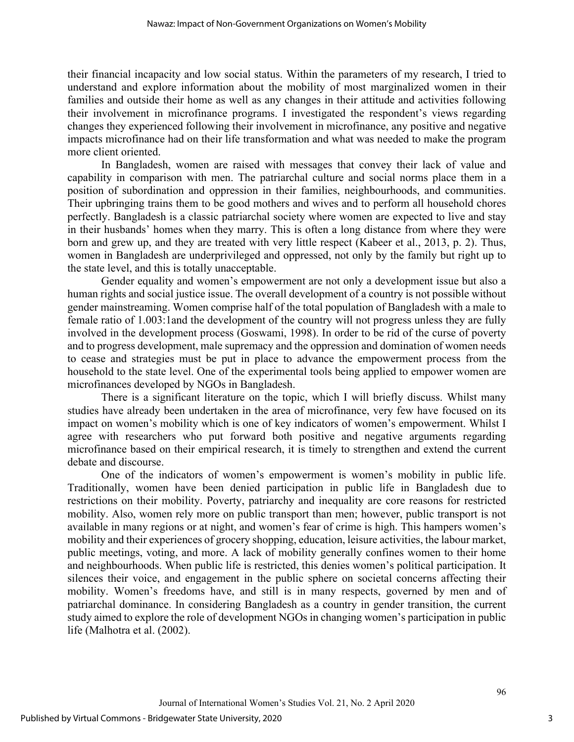their financial incapacity and low social status. Within the parameters of my research, I tried to understand and explore information about the mobility of most marginalized women in their families and outside their home as well as any changes in their attitude and activities following their involvement in microfinance programs. I investigated the respondent's views regarding changes they experienced following their involvement in microfinance, any positive and negative impacts microfinance had on their life transformation and what was needed to make the program more client oriented.

In Bangladesh, women are raised with messages that convey their lack of value and capability in comparison with men. The patriarchal culture and social norms place them in a position of subordination and oppression in their families, neighbourhoods, and communities. Their upbringing trains them to be good mothers and wives and to perform all household chores perfectly. Bangladesh is a classic patriarchal society where women are expected to live and stay in their husbands' homes when they marry. This is often a long distance from where they were born and grew up, and they are treated with very little respect (Kabeer et al., 2013, p. 2). Thus, women in Bangladesh are underprivileged and oppressed, not only by the family but right up to the state level, and this is totally unacceptable.

Gender equality and women's empowerment are not only a development issue but also a human rights and social justice issue. The overall development of a country is not possible without gender mainstreaming. Women comprise half of the total population of Bangladesh with a male to female ratio of 1.003:1and the development of the country will not progress unless they are fully involved in the development process (Goswami, 1998). In order to be rid of the curse of poverty and to progress development, male supremacy and the oppression and domination of women needs to cease and strategies must be put in place to advance the empowerment process from the household to the state level. One of the experimental tools being applied to empower women are microfinances developed by NGOs in Bangladesh.

There is a significant literature on the topic, which I will briefly discuss. Whilst many studies have already been undertaken in the area of microfinance, very few have focused on its impact on women's mobility which is one of key indicators of women's empowerment. Whilst I agree with researchers who put forward both positive and negative arguments regarding microfinance based on their empirical research, it is timely to strengthen and extend the current debate and discourse.

One of the indicators of women's empowerment is women's mobility in public life. Traditionally, women have been denied participation in public life in Bangladesh due to restrictions on their mobility. Poverty, patriarchy and inequality are core reasons for restricted mobility. Also, women rely more on public transport than men; however, public transport is not available in many regions or at night, and women's fear of crime is high. This hampers women's mobility and their experiences of grocery shopping, education, leisure activities, the labour market, public meetings, voting, and more. A lack of mobility generally confines women to their home and neighbourhoods. When public life is restricted, this denies women's political participation. It silences their voice, and engagement in the public sphere on societal concerns affecting their mobility. Women's freedoms have, and still is in many respects, governed by men and of patriarchal dominance. In considering Bangladesh as a country in gender transition, the current study aimed to explore the role of development NGOs in changing women's participation in public life (Malhotra et al. (2002).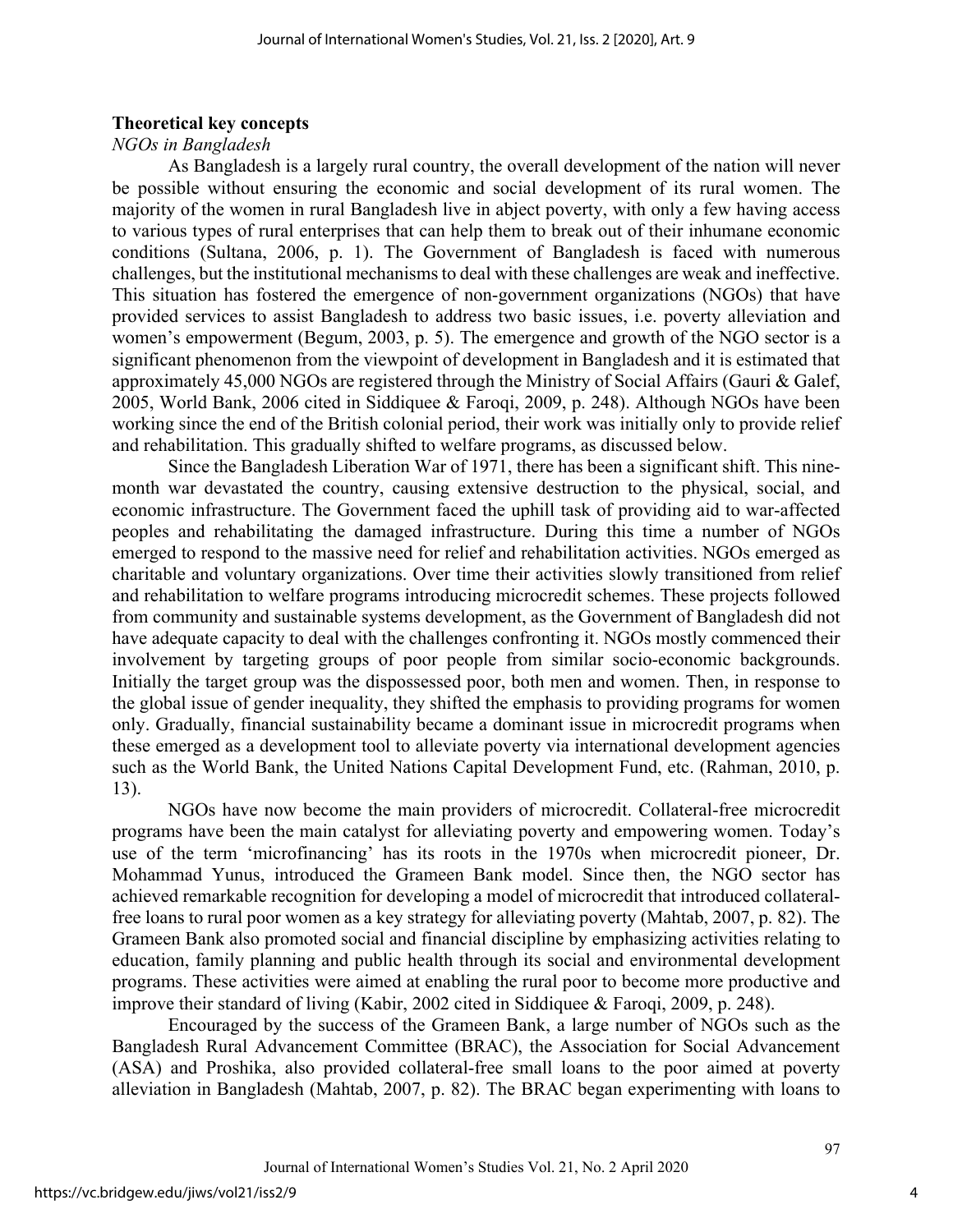**Theoretical key concepts**

*NGOs in Bangladesh*

As Bangladesh is a largely rural country, the overall development of the nation will never be possible without ensuring the economic and social development of its rural women. The majority of the women in rural Bangladesh live in abject poverty, with only a few having access to various types of rural enterprises that can help them to break out of their inhumane economic conditions (Sultana, 2006, p. 1). The Government of Bangladesh is faced with numerous challenges, but the institutional mechanisms to deal with these challenges are weak and ineffective. This situation has fostered the emergence of non-government organizations (NGOs) that have provided services to assist Bangladesh to address two basic issues, i.e. poverty alleviation and women's empowerment (Begum, 2003, p. 5). The emergence and growth of the NGO sector is a significant phenomenon from the viewpoint of development in Bangladesh and it is estimated that approximately 45,000 NGOs are registered through the Ministry of Social Affairs (Gauri & Galef, 2005, World Bank, 2006 cited in Siddiquee & Faroqi, 2009, p. 248). Although NGOs have been working since the end of the British colonial period, their work was initially only to provide relief and rehabilitation. This gradually shifted to welfare programs, as discussed below.

Since the Bangladesh Liberation War of 1971, there has been a significant shift. This nine-month war devastated the country, causing extensive destruction to the physical, social, and economic infrastructure. The Government faced the uphill task of providing aid to war-affected peoples and rehabilitating the damaged infrastructure. During this time a number of NGOs emerged to respond to the massive need for relief and rehabilitation activities. NGOs emerged as charitable and voluntary organizations. Over time their activities slowly transitioned from relief and rehabilitation to welfare programs introducing microcredit schemes. These projects followed from community and sustainable systems development, as the Government of Bangladesh did not have adequate capacity to deal with the challenges confronting it. NGOs mostly commenced their involvement by targeting groups of poor people from similar socio-economic backgrounds. Initially the target group was the dispossessed poor, both men and women. Then, in response to the global issue of gender inequality, they shifted the emphasis to providing programs for women only. Gradually, financial sustainability became a dominant issue in microcredit programs when these emerged as a development tool to alleviate poverty via international development agencies such as the World Bank, the United Nations Capital Development Fund, etc. (Rahman, 2010, p. 13).

NGOs have now become the main providers of microcredit. Collateral-free microcredit programs have been the main catalyst for alleviating poverty and empowering women. Today's use of the term 'microfinancing' has its roots in the 1970s when microcredit pioneer, Dr. Mohammad Yunus, introduced the Grameen Bank model. Since then, the NGO sector has achieved remarkable recognition for developing a model of microcredit that introduced collateral-free loans to rural poor women as a key strategy for alleviating poverty (Mahtab, 2007, p. 82). The Grameen Bank also promoted social and financial discipline by emphasizing activities relating to education, family planning and public health through its social and environmental development programs. These activities were aimed at enabling the rural poor to become more productive and improve their standard of living (Kabir, 2002 cited in Siddiquee & Faroqi, 2009, p. 248).

Encouraged by the success of the Grameen Bank, a large number of NGOs such as the Bangladesh Rural Advancement Committee (BRAC), the Association for Social Advancement (ASA) and Proshika, also provided collateral-free small loans to the poor aimed at poverty alleviation in Bangladesh (Mahtab, 2007, p. 82). The BRAC began experimenting with loans to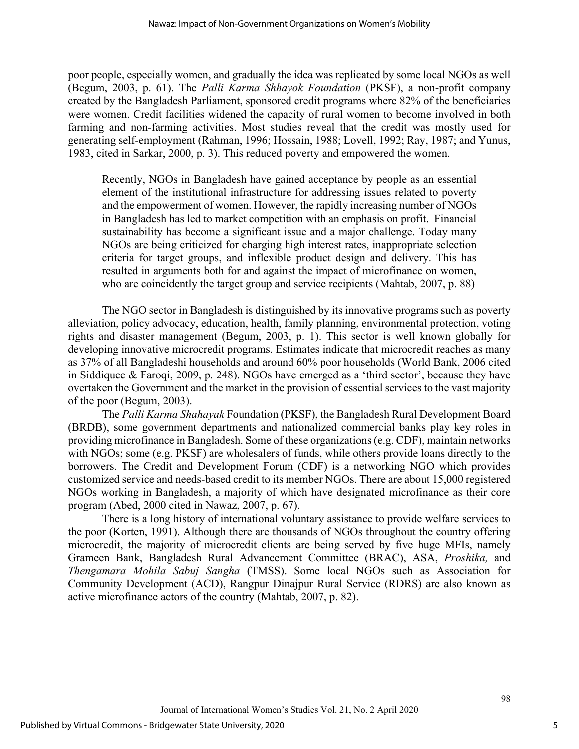poor people, especially women, and gradually the idea was replicated by some local NGOs as well (Begum, 2003, p. 61). The *Palli Karma Shhayok Foundation* (PKSF), a non-profit company created by the Bangladesh Parliament, sponsored credit programs where 82% of the beneficiaries were women. Credit facilities widened the capacity of rural women to become involved in both farming and non-farming activities. Most studies reveal that the credit was mostly used for generating self-employment (Rahman, 1996; Hossain, 1988; Lovell, 1992; Ray, 1987; and Yunus, 1983, cited in Sarkar, 2000, p. 3). This reduced poverty and empowered the women.

> Recently, NGOs in Bangladesh have gained acceptance by people as an essential element of the institutional infrastructure for addressing issues related to poverty and the empowerment of women. However, the rapidly increasing number of NGOs in Bangladesh has led to market competition with an emphasis on profit. Financial sustainability has become a significant issue and a major challenge. Today many NGOs are being criticized for charging high interest rates, inappropriate selection criteria for target groups, and inflexible product design and delivery. This has resulted in arguments both for and against the impact of microfinance on women, who are coincidently the target group and service recipients (Mahtab, 2007, p. 88)

The NGO sector in Bangladesh is distinguished by its innovative programs such as poverty alleviation, policy advocacy, education, health, family planning, environmental protection, voting rights and disaster management (Begum, 2003, p. 1). This sector is well known globally for developing innovative microcredit programs. Estimates indicate that microcredit reaches as many as 37% of all Bangladeshi households and around 60% poor households (World Bank, 2006 cited in Siddiquee & Faroqi, 2009, p. 248). NGOs have emerged as a 'third sector', because they have overtaken the Government and the market in the provision of essential services to the vast majority of the poor (Begum, 2003).

The *Palli Karma Shahayak* Foundation (PKSF), the Bangladesh Rural Development Board (BRDB), some government departments and nationalized commercial banks play key roles in providing microfinance in Bangladesh. Some of these organizations (e.g. CDF), maintain networks with NGOs; some (e.g. PKSF) are wholesalers of funds, while others provide loans directly to the borrowers. The Credit and Development Forum (CDF) is a networking NGO which provides customized service and needs-based credit to its member NGOs. There are about 15,000 registered NGOs working in Bangladesh, a majority of which have designated microfinance as their core program (Abed, 2000 cited in Nawaz, 2007, p. 67).

There is a long history of international voluntary assistance to provide welfare services to the poor (Korten, 1991). Although there are thousands of NGOs throughout the country offering microcredit, the majority of microcredit clients are being served by five huge MFIs, namely Grameen Bank, Bangladesh Rural Advancement Committee (BRAC), ASA, *Proshika,* and *Thengamara Mohila Sabuj Sangha* (TMSS). Some local NGOs such as Association for Community Development (ACD), Rangpur Dinajpur Rural Service (RDRS) are also known as active microfinance actors of the country (Mahtab, 2007, p. 82).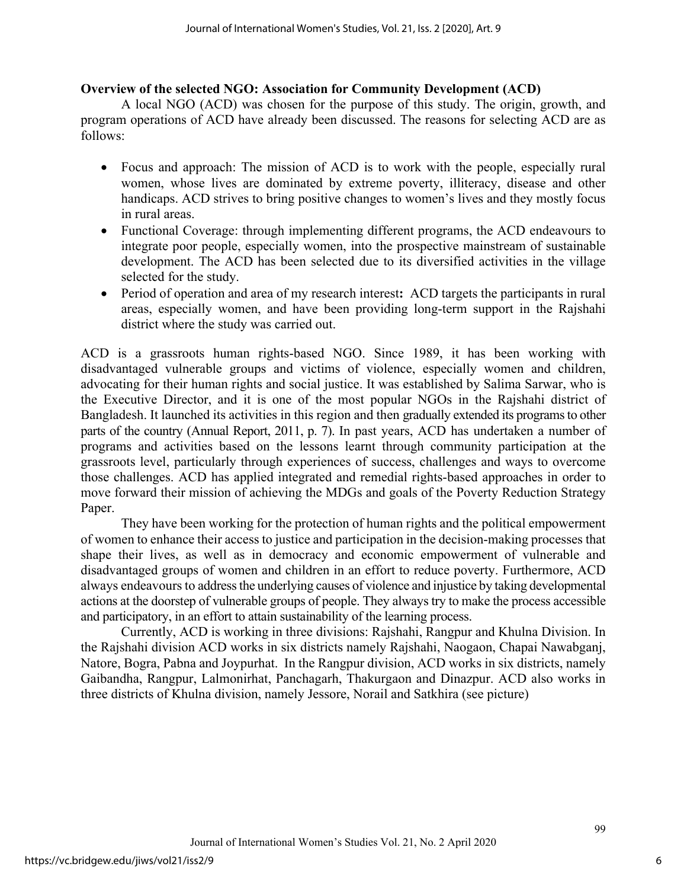**Overview of the selected NGO: Association for Community Development (ACD)**

A local NGO (ACD) was chosen for the purpose of this study. The origin, growth, and program operations of ACD have already been discussed. The reasons for selecting ACD are as follows:

- Focus and approach: The mission of ACD is to work with the people, especially rural women, whose lives are dominated by extreme poverty, illiteracy, disease and other handicaps. ACD strives to bring positive changes to women's lives and they mostly focus in rural areas.
- Functional Coverage: through implementing different programs, the ACD endeavours to integrate poor people, especially women, into the prospective mainstream of sustainable development. The ACD has been selected due to its diversified activities in the village selected for the study.
- Period of operation and area of my research interest**:** ACD targets the participants in rural areas, especially women, and have been providing long-term support in the Rajshahi district where the study was carried out.

ACD is a grassroots human rights-based NGO. Since 1989, it has been working with disadvantaged vulnerable groups and victims of violence, especially women and children, advocating for their human rights and social justice. It was established by Salima Sarwar, who is the Executive Director, and it is one of the most popular NGOs in the Rajshahi district of Bangladesh. It launched its activities in this region and then gradually extended its programs to other parts of the country (Annual Report, 2011, p. 7). In past years, ACD has undertaken a number of programs and activities based on the lessons learnt through community participation at the grassroots level, particularly through experiences of success, challenges and ways to overcome those challenges. ACD has applied integrated and remedial rights-based approaches in order to move forward their mission of achieving the MDGs and goals of the Poverty Reduction Strategy Paper.

They have been working for the protection of human rights and the political empowerment of women to enhance their access to justice and participation in the decision-making processes that shape their lives, as well as in democracy and economic empowerment of vulnerable and disadvantaged groups of women and children in an effort to reduce poverty. Furthermore, ACD always endeavours to address the underlying causes of violence and injustice by taking developmental actions at the doorstep of vulnerable groups of people. They always try to make the process accessible and participatory, in an effort to attain sustainability of the learning process.

Currently, ACD is working in three divisions: Rajshahi, Rangpur and Khulna Division. In the Rajshahi division ACD works in six districts namely Rajshahi, Naogaon, Chapai Nawabganj, Natore, Bogra, Pabna and Joypurhat. In the Rangpur division, ACD works in six districts, namely Gaibandha, Rangpur, Lalmonirhat, Panchagarh, Thakurgaon and Dinazpur. ACD also works in three districts of Khulna division, namely Jessore, Norail and Satkhira (see picture)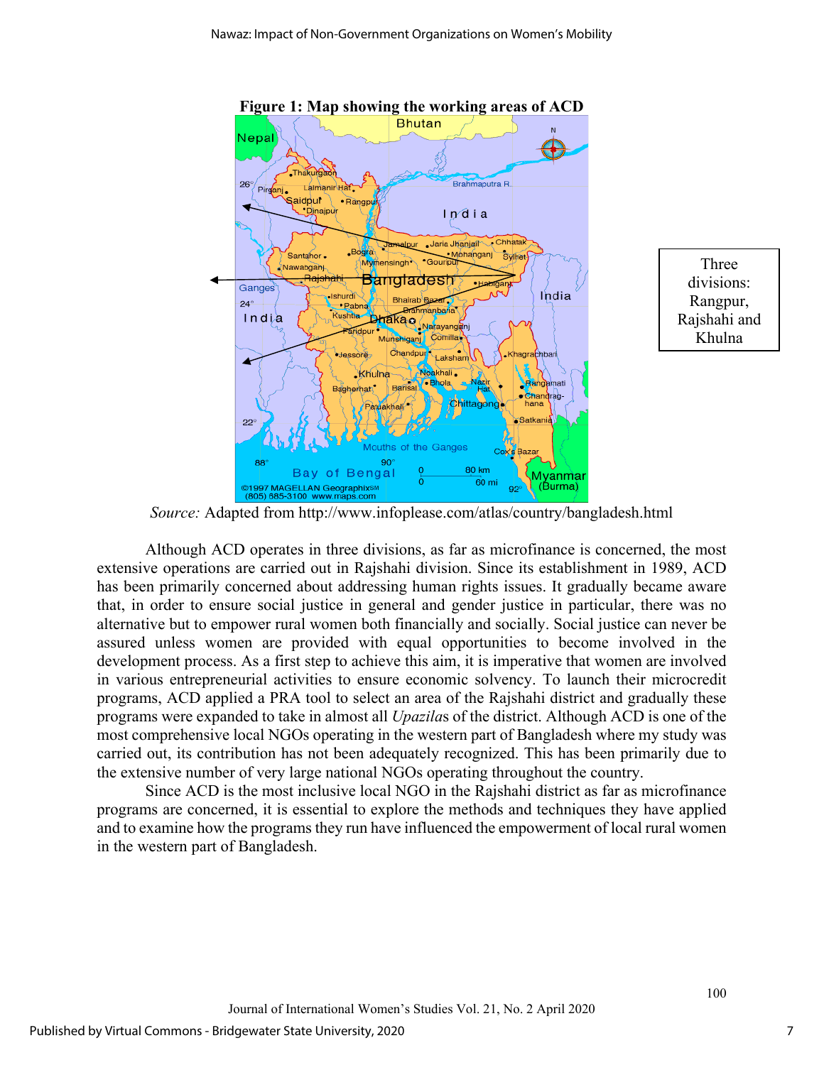**Figure 1: Map showing the working areas of ACD**

Three divisions: Rangpur, Rajshahi and Khulna

*Source:* Adapted from http://www.infoplease.com/atlas/country/bangladesh.html

Although ACD operates in three divisions, as far as microfinance is concerned, the most extensive operations are carried out in Rajshahi division. Since its establishment in 1989, ACD has been primarily concerned about addressing human rights issues. It gradually became aware that, in order to ensure social justice in general and gender justice in particular, there was no alternative but to empower rural women both financially and socially. Social justice can never be assured unless women are provided with equal opportunities to become involved in the development process. As a first step to achieve this aim, it is imperative that women are involved in various entrepreneurial activities to ensure economic solvency. To launch their microcredit programs, ACD applied a PRA tool to select an area of the Rajshahi district and gradually these programs were expanded to take in almost all *Upazila*s of the district. Although ACD is one of the most comprehensive local NGOs operating in the western part of Bangladesh where my study was carried out, its contribution has not been adequately recognized. This has been primarily due to the extensive number of very large national NGOs operating throughout the country.

Since ACD is the most inclusive local NGO in the Rajshahi district as far as microfinance programs are concerned, it is essential to explore the methods and techniques they have applied and to examine how the programs they run have influenced the empowerment of local rural women in the western part of Bangladesh.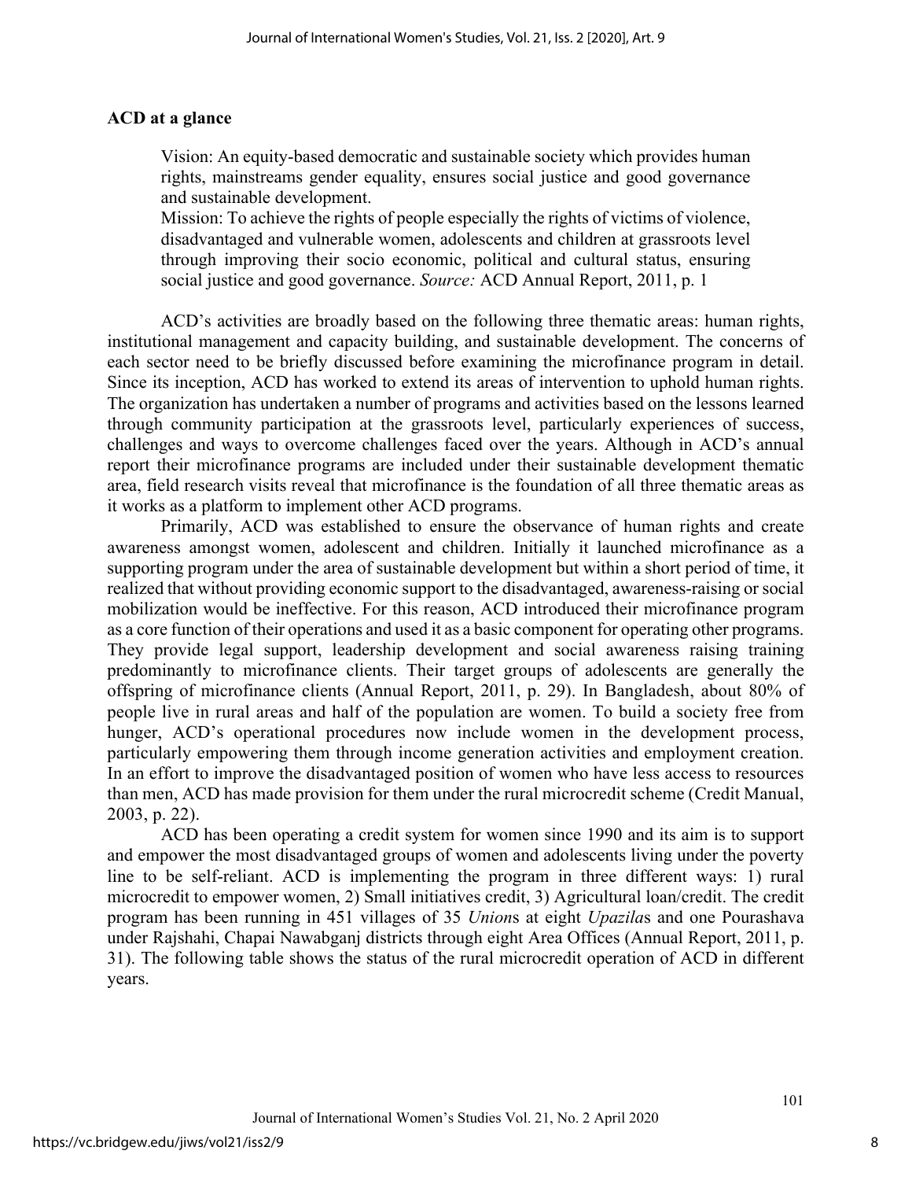### ACD at a glance

> Vision: An equity-based democratic and sustainable society which provides human rights, mainstreams gender equality, ensures social justice and good governance and sustainable development.
> Mission: To achieve the rights of people especially the rights of victims of violence, disadvantaged and vulnerable women, adolescents and children at grassroots level through improving their socio economic, political and cultural status, ensuring social justice and good governance. *Source:* ACD Annual Report, 2011, p. 1

ACD's activities are broadly based on the following three thematic areas: human rights, institutional management and capacity building, and sustainable development. The concerns of each sector need to be briefly discussed before examining the microfinance program in detail. Since its inception, ACD has worked to extend its areas of intervention to uphold human rights. The organization has undertaken a number of programs and activities based on the lessons learned through community participation at the grassroots level, particularly experiences of success, challenges and ways to overcome challenges faced over the years. Although in ACD's annual report their microfinance programs are included under their sustainable development thematic area, field research visits reveal that microfinance is the foundation of all three thematic areas as it works as a platform to implement other ACD programs.

Primarily, ACD was established to ensure the observance of human rights and create awareness amongst women, adolescent and children. Initially it launched microfinance as a supporting program under the area of sustainable development but within a short period of time, it realized that without providing economic support to the disadvantaged, awareness-raising or social mobilization would be ineffective. For this reason, ACD introduced their microfinance program as a core function of their operations and used it as a basic component for operating other programs. They provide legal support, leadership development and social awareness raising training predominantly to microfinance clients. Their target groups of adolescents are generally the offspring of microfinance clients (Annual Report, 2011, p. 29). In Bangladesh, about 80% of people live in rural areas and half of the population are women. To build a society free from hunger, ACD's operational procedures now include women in the development process, particularly empowering them through income generation activities and employment creation. In an effort to improve the disadvantaged position of women who have less access to resources than men, ACD has made provision for them under the rural microcredit scheme (Credit Manual, 2003, p. 22).

ACD has been operating a credit system for women since 1990 and its aim is to support and empower the most disadvantaged groups of women and adolescents living under the poverty line to be self-reliant. ACD is implementing the program in three different ways: 1) rural microcredit to empower women, 2) Small initiatives credit, 3) Agricultural loan/credit. The credit program has been running in 451 villages of 35 *Union*s at eight *Upazila*s and one Pourashava under Rajshahi, Chapai Nawabganj districts through eight Area Offices (Annual Report, 2011, p. 31). The following table shows the status of the rural microcredit operation of ACD in different years.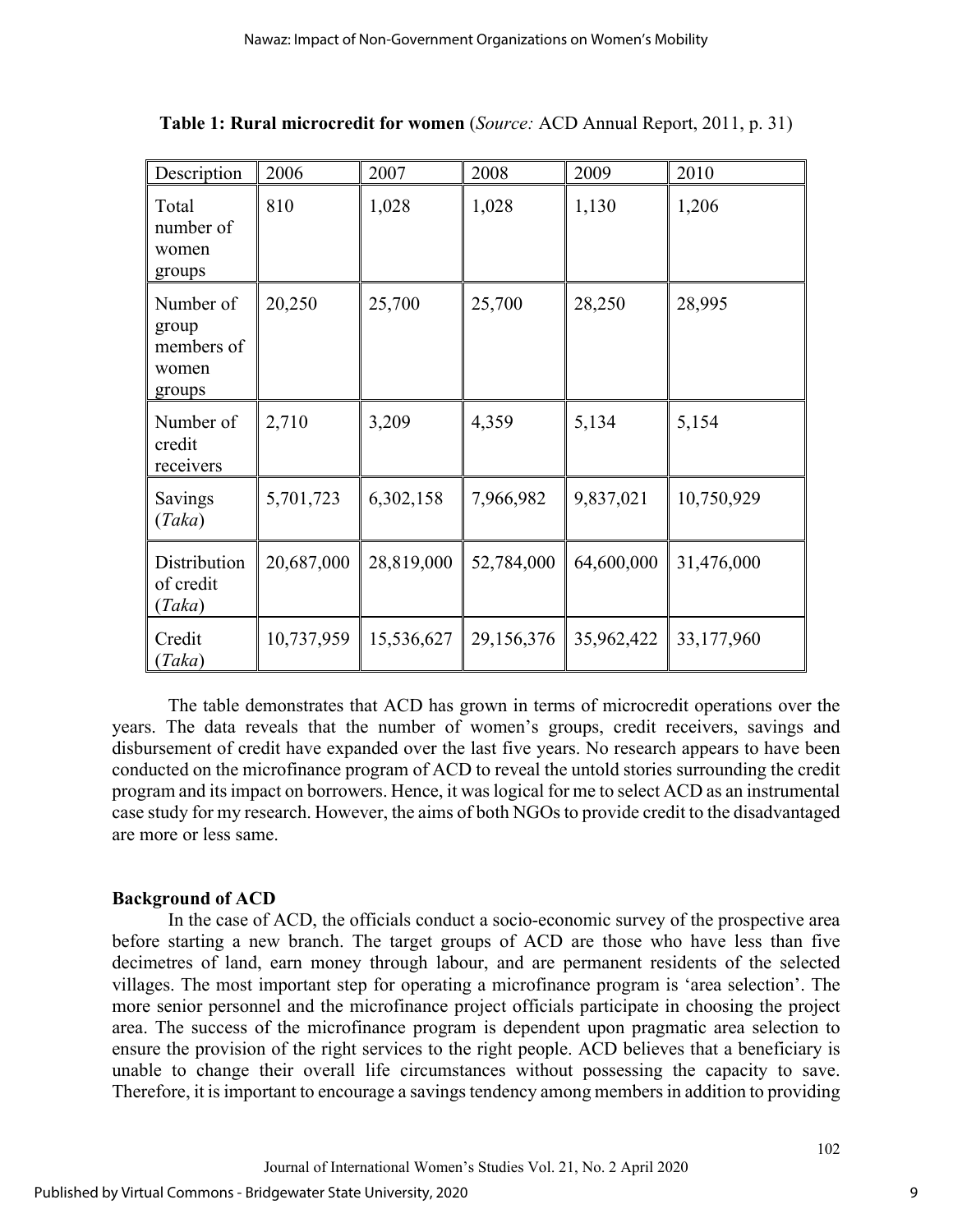**Table 1: Rural microcredit for women** (*Source:* ACD Annual Report, 2011, p. 31)

| Description | 2006 | 2007 | 2008 | 2009 | 2010 |
|---|---|---|---|---|---|
| Total number of women groups | 810 | 1,028 | 1,028 | 1,130 | 1,206 |
| Number of group members of women groups | 20,250 | 25,700 | 25,700 | 28,250 | 28,995 |
| Number of credit receivers | 2,710 | 3,209 | 4,359 | 5,134 | 5,154 |
| Savings (*Taka*) | 5,701,723 | 6,302,158 | 7,966,982 | 9,837,021 | 10,750,929 |
| Distribution of credit (*Taka*) | 20,687,000 | 28,819,000 | 52,784,000 | 64,600,000 | 31,476,000 |
| Credit (*Taka*) | 10,737,959 | 15,536,627 | 29,156,376 | 35,962,422 | 33,177,960 |

The table demonstrates that ACD has grown in terms of microcredit operations over the years. The data reveals that the number of women's groups, credit receivers, savings and disbursement of credit have expanded over the last five years. No research appears to have been conducted on the microfinance program of ACD to reveal the untold stories surrounding the credit program and its impact on borrowers. Hence, it was logical for me to select ACD as an instrumental case study for my research. However, the aims of both NGOs to provide credit to the disadvantaged are more or less same.

**Background of ACD**

In the case of ACD, the officials conduct a socio-economic survey of the prospective area before starting a new branch. The target groups of ACD are those who have less than five decimetres of land, earn money through labour, and are permanent residents of the selected villages. The most important step for operating a microfinance program is 'area selection'. The more senior personnel and the microfinance project officials participate in choosing the project area. The success of the microfinance program is dependent upon pragmatic area selection to ensure the provision of the right services to the right people. ACD believes that a beneficiary is unable to change their overall life circumstances without possessing the capacity to save. Therefore, it is important to encourage a savings tendency among members in addition to providing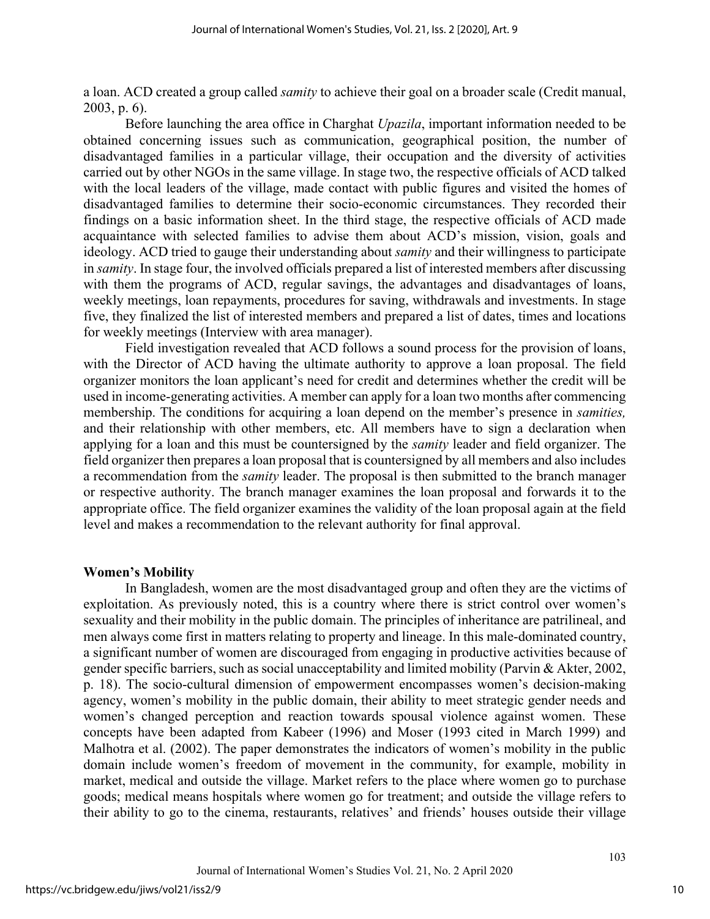a loan. ACD created a group called *samity* to achieve their goal on a broader scale (Credit manual, 2003, p. 6).

Before launching the area office in Charghat *Upazila*, important information needed to be obtained concerning issues such as communication, geographical position, the number of disadvantaged families in a particular village, their occupation and the diversity of activities carried out by other NGOs in the same village. In stage two, the respective officials of ACD talked with the local leaders of the village, made contact with public figures and visited the homes of disadvantaged families to determine their socio-economic circumstances. They recorded their findings on a basic information sheet. In the third stage, the respective officials of ACD made acquaintance with selected families to advise them about ACD's mission, vision, goals and ideology. ACD tried to gauge their understanding about *samity* and their willingness to participate in *samity*. In stage four, the involved officials prepared a list of interested members after discussing with them the programs of ACD, regular savings, the advantages and disadvantages of loans, weekly meetings, loan repayments, procedures for saving, withdrawals and investments. In stage five, they finalized the list of interested members and prepared a list of dates, times and locations for weekly meetings (Interview with area manager).

Field investigation revealed that ACD follows a sound process for the provision of loans, with the Director of ACD having the ultimate authority to approve a loan proposal. The field organizer monitors the loan applicant's need for credit and determines whether the credit will be used in income-generating activities. A member can apply for a loan two months after commencing membership. The conditions for acquiring a loan depend on the member's presence in *samities,* and their relationship with other members, etc. All members have to sign a declaration when applying for a loan and this must be countersigned by the *samity* leader and field organizer. The field organizer then prepares a loan proposal that is countersigned by all members and also includes a recommendation from the *samity* leader. The proposal is then submitted to the branch manager or respective authority. The branch manager examines the loan proposal and forwards it to the appropriate office. The field organizer examines the validity of the loan proposal again at the field level and makes a recommendation to the relevant authority for final approval.

## Women's Mobility

In Bangladesh, women are the most disadvantaged group and often they are the victims of exploitation. As previously noted, this is a country where there is strict control over women's sexuality and their mobility in the public domain. The principles of inheritance are patrilineal, and men always come first in matters relating to property and lineage. In this male-dominated country, a significant number of women are discouraged from engaging in productive activities because of gender specific barriers, such as social unacceptability and limited mobility (Parvin & Akter, 2002, p. 18). The socio-cultural dimension of empowerment encompasses women's decision-making agency, women's mobility in the public domain, their ability to meet strategic gender needs and women's changed perception and reaction towards spousal violence against women. These concepts have been adapted from Kabeer (1996) and Moser (1993 cited in March 1999) and Malhotra et al. (2002). The paper demonstrates the indicators of women's mobility in the public domain include women's freedom of movement in the community, for example, mobility in market, medical and outside the village. Market refers to the place where women go to purchase goods; medical means hospitals where women go for treatment; and outside the village refers to their ability to go to the cinema, restaurants, relatives' and friends' houses outside their village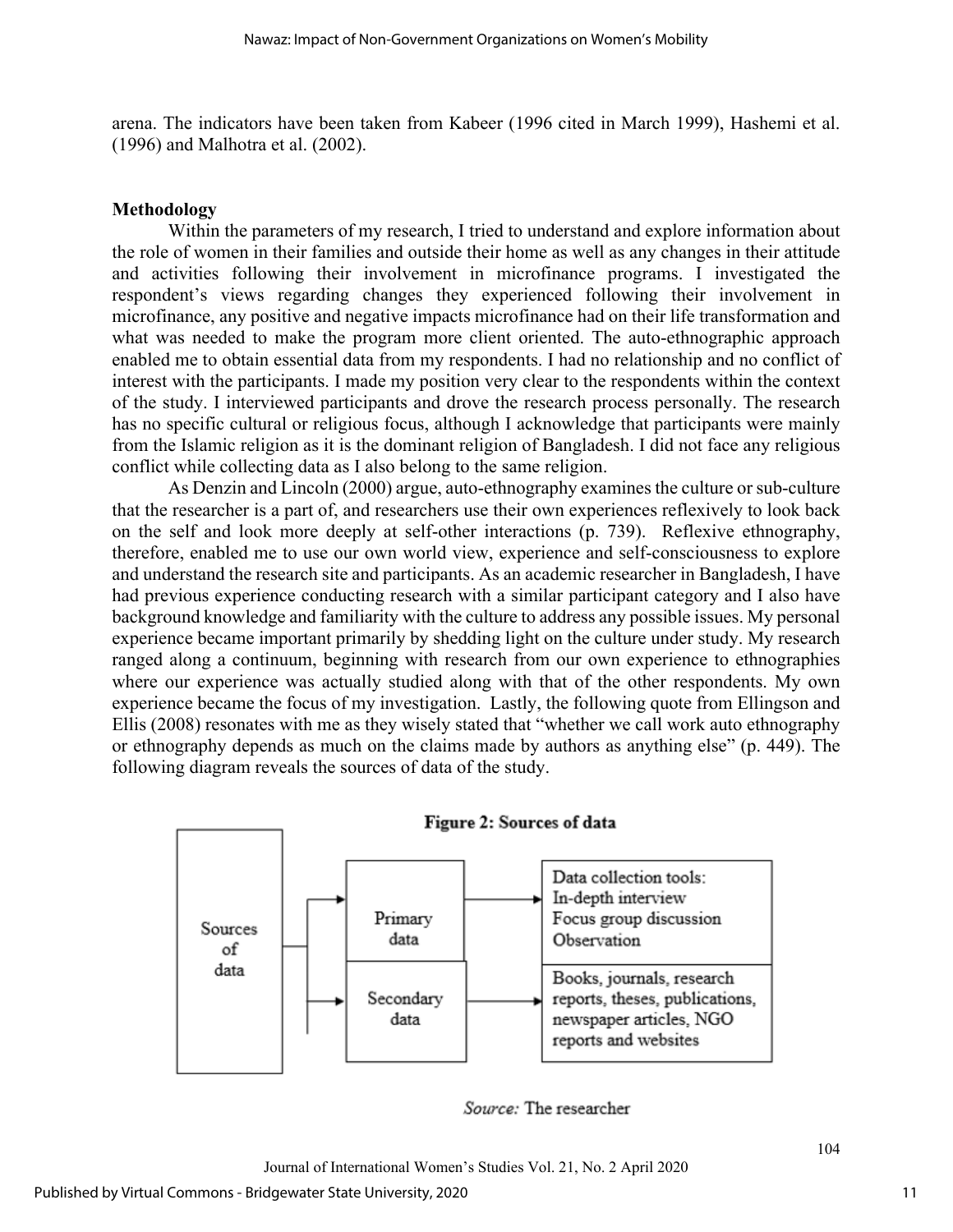arena. The indicators have been taken from Kabeer (1996 cited in March 1999), Hashemi et al. (1996) and Malhotra et al. (2002).

## Methodology

Within the parameters of my research, I tried to understand and explore information about the role of women in their families and outside their home as well as any changes in their attitude and activities following their involvement in microfinance programs. I investigated the respondent's views regarding changes they experienced following their involvement in microfinance, any positive and negative impacts microfinance had on their life transformation and what was needed to make the program more client oriented. The auto-ethnographic approach enabled me to obtain essential data from my respondents. I had no relationship and no conflict of interest with the participants. I made my position very clear to the respondents within the context of the study. I interviewed participants and drove the research process personally. The research has no specific cultural or religious focus, although I acknowledge that participants were mainly from the Islamic religion as it is the dominant religion of Bangladesh. I did not face any religious conflict while collecting data as I also belong to the same religion.

As Denzin and Lincoln (2000) argue, auto-ethnography examines the culture or sub-culture that the researcher is a part of, and researchers use their own experiences reflexively to look back on the self and look more deeply at self-other interactions (p. 739). Reflexive ethnography, therefore, enabled me to use our own world view, experience and self-consciousness to explore and understand the research site and participants. As an academic researcher in Bangladesh, I have had previous experience conducting research with a similar participant category and I also have background knowledge and familiarity with the culture to address any possible issues. My personal experience became important primarily by shedding light on the culture under study. My research ranged along a continuum, beginning with research from our own experience to ethnographies where our experience was actually studied along with that of the other respondents. My own experience became the focus of my investigation. Lastly, the following quote from Ellingson and Ellis (2008) resonates with me as they wisely stated that "whether we call work auto ethnography or ethnography depends as much on the claims made by authors as anything else" (p. 449). The following diagram reveals the sources of data of the study.

**Figure 2: Sources of data**

| Sources of data | | |
|---|---|---|
| | Primary data | Data collection tools: In-depth interview, Focus group discussion, Observation |
| | Secondary data | Books, journals, research reports, theses, publications, newspaper articles, NGO reports and websites |

*Source:* The researcher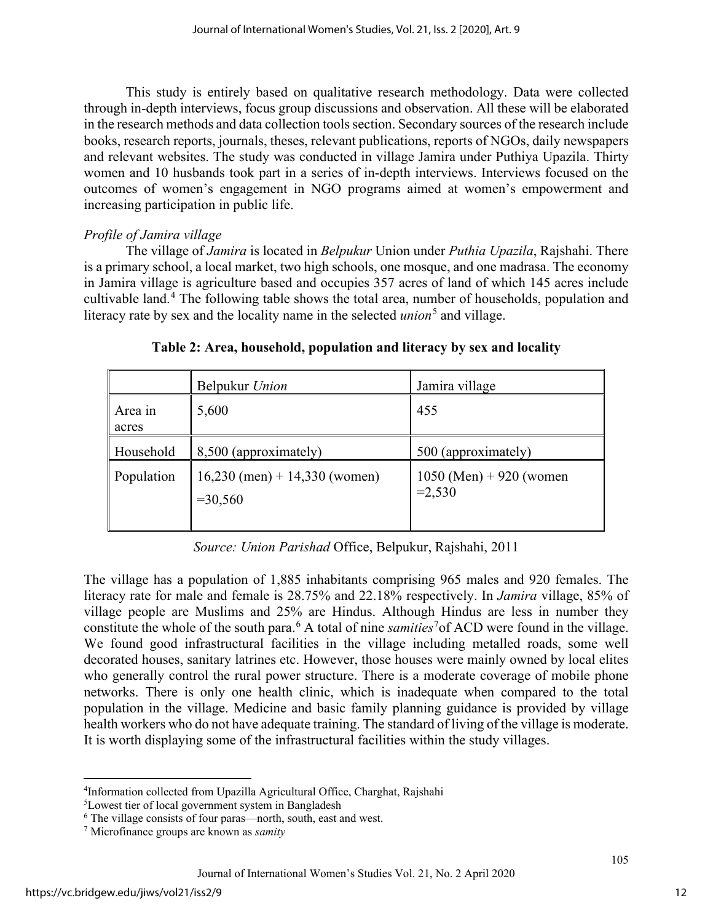This study is entirely based on qualitative research methodology. Data were collected through in-depth interviews, focus group discussions and observation. All these will be elaborated in the research methods and data collection tools section. Secondary sources of the research include books, research reports, journals, theses, relevant publications, reports of NGOs, daily newspapers and relevant websites. The study was conducted in village Jamira under Puthiya Upazila. Thirty women and 10 husbands took part in a series of in-depth interviews. Interviews focused on the outcomes of women's engagement in NGO programs aimed at women's empowerment and increasing participation in public life.

*Profile of Jamira village*

The village of *Jamira* is located in *Belpukur* Union under *Puthia Upazila*, Rajshahi. There is a primary school, a local market, two high schools, one mosque, and one madrasa. The economy in Jamira village is agriculture based and occupies 357 acres of land of which 145 acres include cultivable land.[4] The following table shows the total area, number of households, population and literacy rate by sex and the locality name in the selected *union*[5] and village.

**Table 2: Area, household, population and literacy by sex and locality**

| | Belpukur *Union* | Jamira village |
|---|---|---|
| Area in acres | 5,600 | 455 |
| Household | 8,500 (approximately) | 500 (approximately) |
| Population | 16,230 (men) + 14,330 (women) =30,560 | 1050 (Men) + 920 (women =2,530 |

*Source: Union Parishad* Office, Belpukur, Rajshahi, 2011

The village has a population of 1,885 inhabitants comprising 965 males and 920 females. The literacy rate for male and female is 28.75% and 22.18% respectively. In *Jamira* village, 85% of village people are Muslims and 25% are Hindus. Although Hindus are less in number they constitute the whole of the south para.[6] A total of nine *samities*[7] of ACD were found in the village. We found good infrastructural facilities in the village including metalled roads, some well decorated houses, sanitary latrines etc. However, those houses were mainly owned by local elites who generally control the rural power structure. There is a moderate coverage of mobile phone networks. There is only one health clinic, which is inadequate when compared to the total population in the village. Medicine and basic family planning guidance is provided by village health workers who do not have adequate training. The standard of living of the village is moderate. It is worth displaying some of the infrastructural facilities within the study villages.

---

[4] Information collected from Upazilla Agricultural Office, Charghat, Rajshahi

[5] Lowest tier of local government system in Bangladesh

[6] The village consists of four paras—north, south, east and west.

[7] Microfinance groups are known as *samity*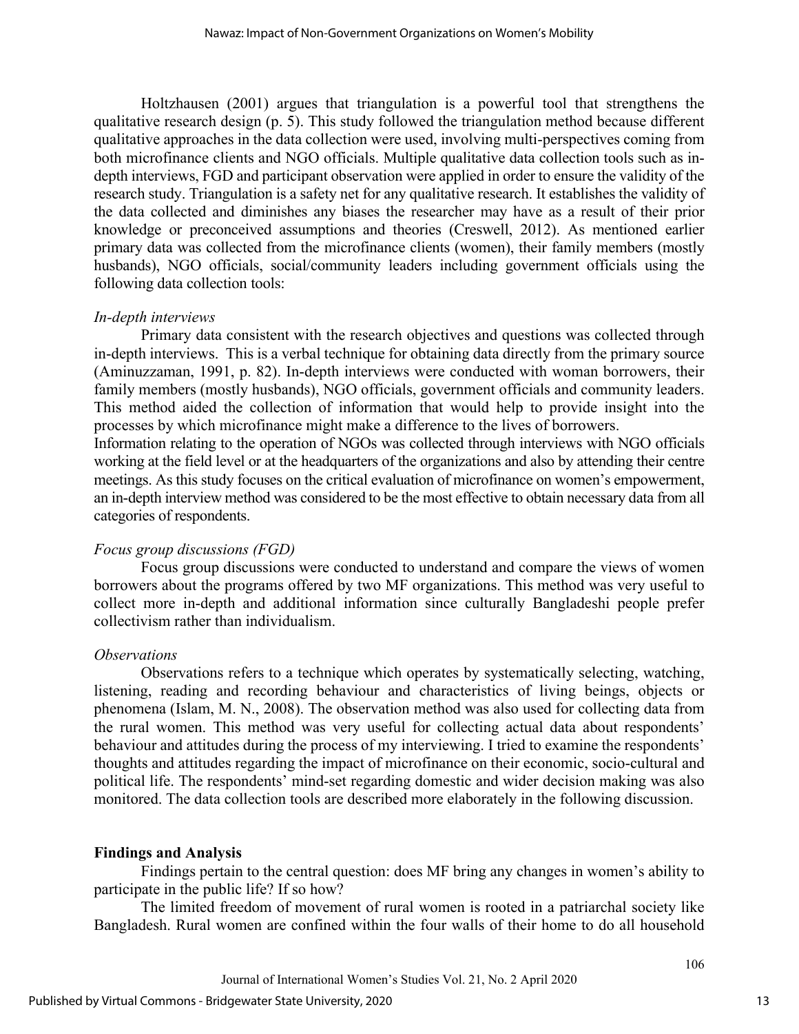Holtzhausen (2001) argues that triangulation is a powerful tool that strengthens the qualitative research design (p. 5). This study followed the triangulation method because different qualitative approaches in the data collection were used, involving multi-perspectives coming from both microfinance clients and NGO officials. Multiple qualitative data collection tools such as in-depth interviews, FGD and participant observation were applied in order to ensure the validity of the research study. Triangulation is a safety net for any qualitative research. It establishes the validity of the data collected and diminishes any biases the researcher may have as a result of their prior knowledge or preconceived assumptions and theories (Creswell, 2012). As mentioned earlier primary data was collected from the microfinance clients (women), their family members (mostly husbands), NGO officials, social/community leaders including government officials using the following data collection tools:

*In-depth interviews*

Primary data consistent with the research objectives and questions was collected through in-depth interviews. This is a verbal technique for obtaining data directly from the primary source (Aminuzzaman, 1991, p. 82). In-depth interviews were conducted with woman borrowers, their family members (mostly husbands), NGO officials, government officials and community leaders. This method aided the collection of information that would help to provide insight into the processes by which microfinance might make a difference to the lives of borrowers.

Information relating to the operation of NGOs was collected through interviews with NGO officials working at the field level or at the headquarters of the organizations and also by attending their centre meetings. As this study focuses on the critical evaluation of microfinance on women's empowerment, an in-depth interview method was considered to be the most effective to obtain necessary data from all categories of respondents.

*Focus group discussions (FGD)*

Focus group discussions were conducted to understand and compare the views of women borrowers about the programs offered by two MF organizations. This method was very useful to collect more in-depth and additional information since culturally Bangladeshi people prefer collectivism rather than individualism.

*Observations*

Observations refers to a technique which operates by systematically selecting, watching, listening, reading and recording behaviour and characteristics of living beings, objects or phenomena (Islam, M. N., 2008). The observation method was also used for collecting data from the rural women. This method was very useful for collecting actual data about respondents' behaviour and attitudes during the process of my interviewing. I tried to examine the respondents' thoughts and attitudes regarding the impact of microfinance on their economic, socio-cultural and political life. The respondents' mind-set regarding domestic and wider decision making was also monitored. The data collection tools are described more elaborately in the following discussion.

## Findings and Analysis

Findings pertain to the central question: does MF bring any changes in women's ability to participate in the public life? If so how?

The limited freedom of movement of rural women is rooted in a patriarchal society like Bangladesh. Rural women are confined within the four walls of their home to do all household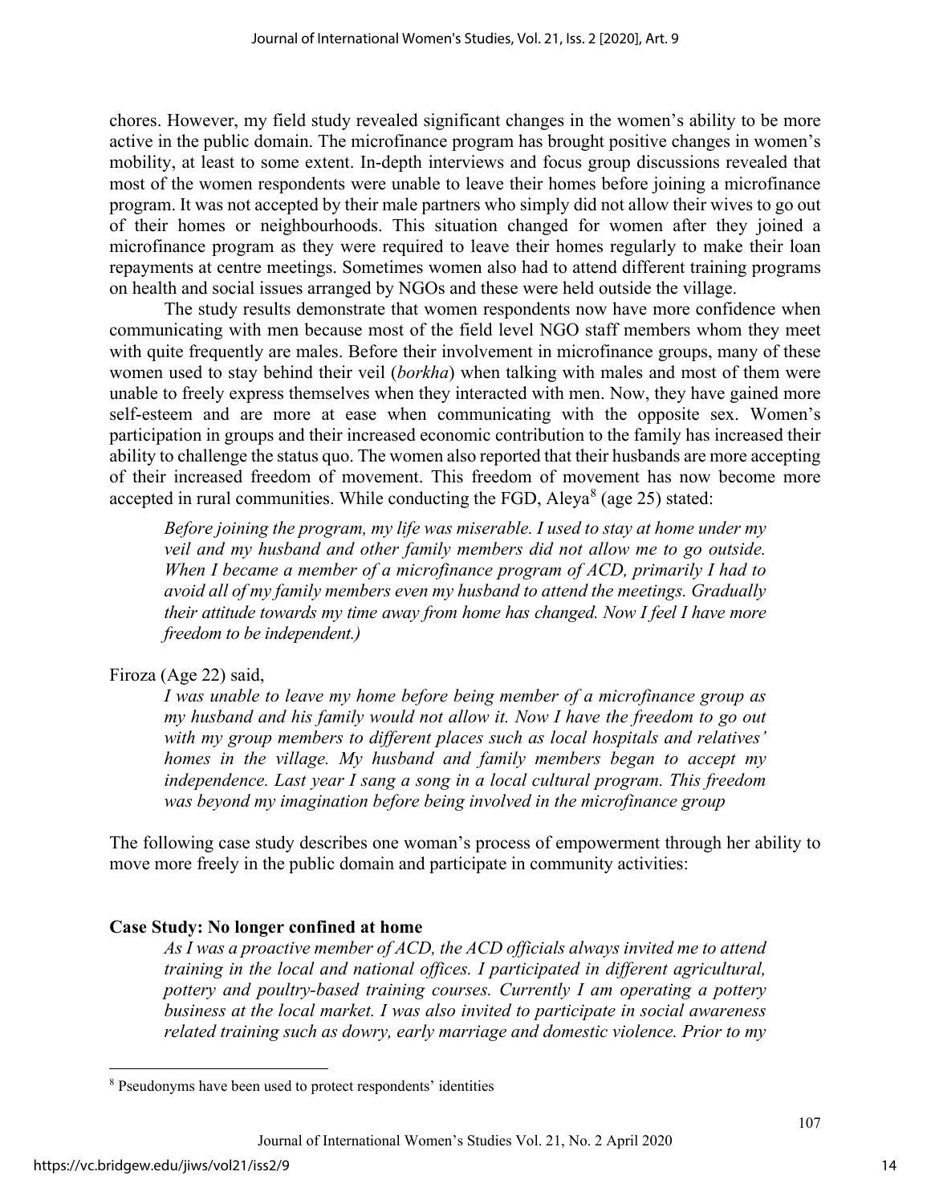chores. However, my field study revealed significant changes in the women's ability to be more active in the public domain. The microfinance program has brought positive changes in women's mobility, at least to some extent. In-depth interviews and focus group discussions revealed that most of the women respondents were unable to leave their homes before joining a microfinance program. It was not accepted by their male partners who simply did not allow their wives to go out of their homes or neighbourhoods. This situation changed for women after they joined a microfinance program as they were required to leave their homes regularly to make their loan repayments at centre meetings. Sometimes women also had to attend different training programs on health and social issues arranged by NGOs and these were held outside the village.

The study results demonstrate that women respondents now have more confidence when communicating with men because most of the field level NGO staff members whom they meet with quite frequently are males. Before their involvement in microfinance groups, many of these women used to stay behind their veil (*borkha*) when talking with males and most of them were unable to freely express themselves when they interacted with men. Now, they have gained more self-esteem and are more at ease when communicating with the opposite sex. Women's participation in groups and their increased economic contribution to the family has increased their ability to challenge the status quo. The women also reported that their husbands are more accepting of their increased freedom of movement. This freedom of movement has now become more accepted in rural communities. While conducting the FGD, Aleya[8] (age 25) stated:

> *Before joining the program, my life was miserable. I used to stay at home under my veil and my husband and other family members did not allow me to go outside. When I became a member of a microfinance program of ACD, primarily I had to avoid all of my family members even my husband to attend the meetings. Gradually their attitude towards my time away from home has changed. Now I feel I have more freedom to be independent.)*

Firoza (Age 22) said,

> *I was unable to leave my home before being member of a microfinance group as my husband and his family would not allow it. Now I have the freedom to go out with my group members to different places such as local hospitals and relatives' homes in the village. My husband and family members began to accept my independence. Last year I sang a song in a local cultural program. This freedom was beyond my imagination before being involved in the microfinance group*

The following case study describes one woman's process of empowerment through her ability to move more freely in the public domain and participate in community activities:

**Case Study: No longer confined at home**

> *As I was a proactive member of ACD, the ACD officials always invited me to attend training in the local and national offices. I participated in different agricultural, pottery and poultry-based training courses. Currently I am operating a pottery business at the local market. I was also invited to participate in social awareness related training such as dowry, early marriage and domestic violence. Prior to my*

[8] Pseudonyms have been used to protect respondents' identities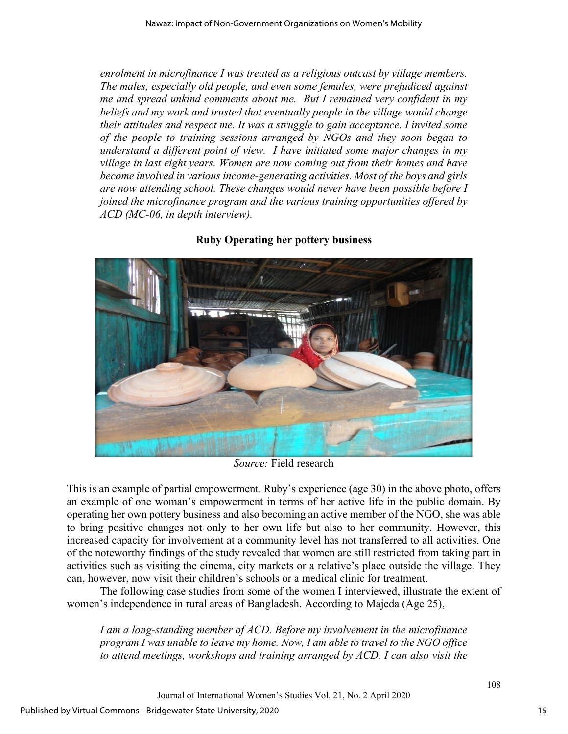*enrolment in microfinance I was treated as a religious outcast by village members. The males, especially old people, and even some females, were prejudiced against me and spread unkind comments about me. But I remained very confident in my beliefs and my work and trusted that eventually people in the village would change their attitudes and respect me. It was a struggle to gain acceptance. I invited some of the people to training sessions arranged by NGOs and they soon began to understand a different point of view. I have initiated some major changes in my village in last eight years. Women are now coming out from their homes and have become involved in various income-generating activities. Most of the boys and girls are now attending school. These changes would never have been possible before I joined the microfinance program and the various training opportunities offered by ACD (MC-06, in depth interview).*

**Ruby Operating her pottery business**

*Source:* Field research

This is an example of partial empowerment. Ruby's experience (age 30) in the above photo, offers an example of one woman's empowerment in terms of her active life in the public domain. By operating her own pottery business and also becoming an active member of the NGO, she was able to bring positive changes not only to her own life but also to her community. However, this increased capacity for involvement at a community level has not transferred to all activities. One of the noteworthy findings of the study revealed that women are still restricted from taking part in activities such as visiting the cinema, city markets or a relative's place outside the village. They can, however, now visit their children's schools or a medical clinic for treatment.

The following case studies from some of the women I interviewed, illustrate the extent of women's independence in rural areas of Bangladesh. According to Majeda (Age 25),

*I am a long-standing member of ACD. Before my involvement in the microfinance program I was unable to leave my home. Now, I am able to travel to the NGO office to attend meetings, workshops and training arranged by ACD. I can also visit the*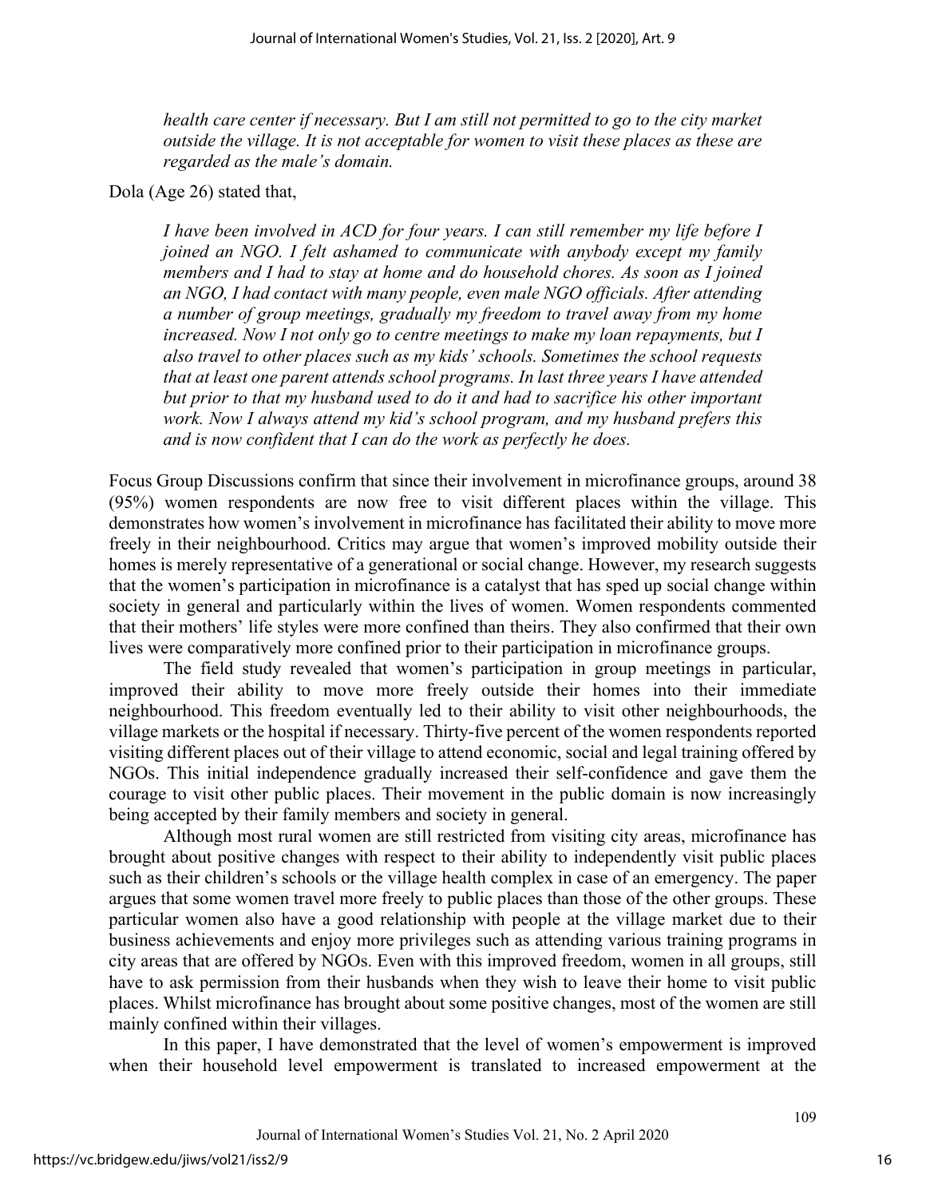*health care center if necessary. But I am still not permitted to go to the city market outside the village. It is not acceptable for women to visit these places as these are regarded as the male's domain.*

Dola (Age 26) stated that,

> *I have been involved in ACD for four years. I can still remember my life before I joined an NGO. I felt ashamed to communicate with anybody except my family members and I had to stay at home and do household chores. As soon as I joined an NGO, I had contact with many people, even male NGO officials. After attending a number of group meetings, gradually my freedom to travel away from my home increased. Now I not only go to centre meetings to make my loan repayments, but I also travel to other places such as my kids' schools. Sometimes the school requests that at least one parent attends school programs. In last three years I have attended but prior to that my husband used to do it and had to sacrifice his other important work. Now I always attend my kid's school program, and my husband prefers this and is now confident that I can do the work as perfectly he does.*

Focus Group Discussions confirm that since their involvement in microfinance groups, around 38 (95%) women respondents are now free to visit different places within the village. This demonstrates how women's involvement in microfinance has facilitated their ability to move more freely in their neighbourhood. Critics may argue that women's improved mobility outside their homes is merely representative of a generational or social change. However, my research suggests that the women's participation in microfinance is a catalyst that has sped up social change within society in general and particularly within the lives of women. Women respondents commented that their mothers' life styles were more confined than theirs. They also confirmed that their own lives were comparatively more confined prior to their participation in microfinance groups.

The field study revealed that women's participation in group meetings in particular, improved their ability to move more freely outside their homes into their immediate neighbourhood. This freedom eventually led to their ability to visit other neighbourhoods, the village markets or the hospital if necessary. Thirty-five percent of the women respondents reported visiting different places out of their village to attend economic, social and legal training offered by NGOs. This initial independence gradually increased their self-confidence and gave them the courage to visit other public places. Their movement in the public domain is now increasingly being accepted by their family members and society in general.

Although most rural women are still restricted from visiting city areas, microfinance has brought about positive changes with respect to their ability to independently visit public places such as their children's schools or the village health complex in case of an emergency. The paper argues that some women travel more freely to public places than those of the other groups. These particular women also have a good relationship with people at the village market due to their business achievements and enjoy more privileges such as attending various training programs in city areas that are offered by NGOs. Even with this improved freedom, women in all groups, still have to ask permission from their husbands when they wish to leave their home to visit public places. Whilst microfinance has brought about some positive changes, most of the women are still mainly confined within their villages.

In this paper, I have demonstrated that the level of women's empowerment is improved when their household level empowerment is translated to increased empowerment at the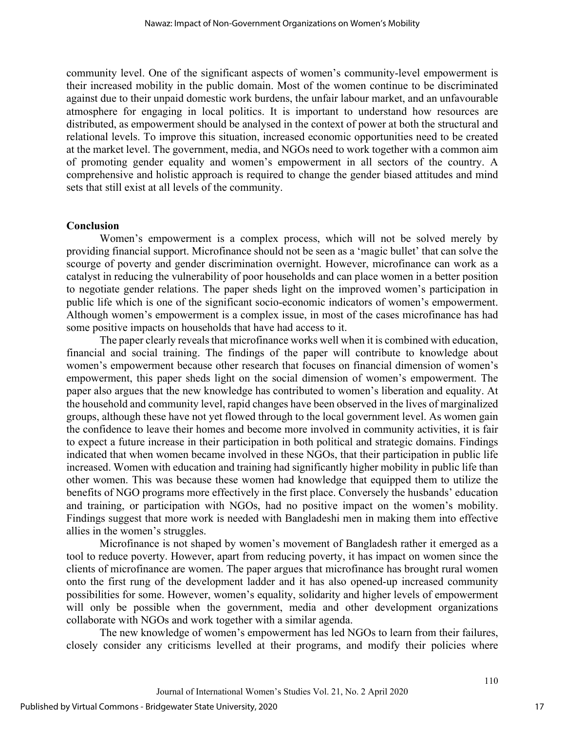community level. One of the significant aspects of women's community-level empowerment is their increased mobility in the public domain. Most of the women continue to be discriminated against due to their unpaid domestic work burdens, the unfair labour market, and an unfavourable atmosphere for engaging in local politics. It is important to understand how resources are distributed, as empowerment should be analysed in the context of power at both the structural and relational levels. To improve this situation, increased economic opportunities need to be created at the market level. The government, media, and NGOs need to work together with a common aim of promoting gender equality and women's empowerment in all sectors of the country. A comprehensive and holistic approach is required to change the gender biased attitudes and mind sets that still exist at all levels of the community.

## Conclusion

Women's empowerment is a complex process, which will not be solved merely by providing financial support. Microfinance should not be seen as a 'magic bullet' that can solve the scourge of poverty and gender discrimination overnight. However, microfinance can work as a catalyst in reducing the vulnerability of poor households and can place women in a better position to negotiate gender relations. The paper sheds light on the improved women's participation in public life which is one of the significant socio-economic indicators of women's empowerment. Although women's empowerment is a complex issue, in most of the cases microfinance has had some positive impacts on households that have had access to it.

The paper clearly reveals that microfinance works well when it is combined with education, financial and social training. The findings of the paper will contribute to knowledge about women's empowerment because other research that focuses on financial dimension of women's empowerment, this paper sheds light on the social dimension of women's empowerment. The paper also argues that the new knowledge has contributed to women's liberation and equality. At the household and community level, rapid changes have been observed in the lives of marginalized groups, although these have not yet flowed through to the local government level. As women gain the confidence to leave their homes and become more involved in community activities, it is fair to expect a future increase in their participation in both political and strategic domains. Findings indicated that when women became involved in these NGOs, that their participation in public life increased. Women with education and training had significantly higher mobility in public life than other women. This was because these women had knowledge that equipped them to utilize the benefits of NGO programs more effectively in the first place. Conversely the husbands' education and training, or participation with NGOs, had no positive impact on the women's mobility. Findings suggest that more work is needed with Bangladeshi men in making them into effective allies in the women's struggles.

Microfinance is not shaped by women's movement of Bangladesh rather it emerged as a tool to reduce poverty. However, apart from reducing poverty, it has impact on women since the clients of microfinance are women. The paper argues that microfinance has brought rural women onto the first rung of the development ladder and it has also opened-up increased community possibilities for some. However, women's equality, solidarity and higher levels of empowerment will only be possible when the government, media and other development organizations collaborate with NGOs and work together with a similar agenda.

The new knowledge of women's empowerment has led NGOs to learn from their failures, closely consider any criticisms levelled at their programs, and modify their policies where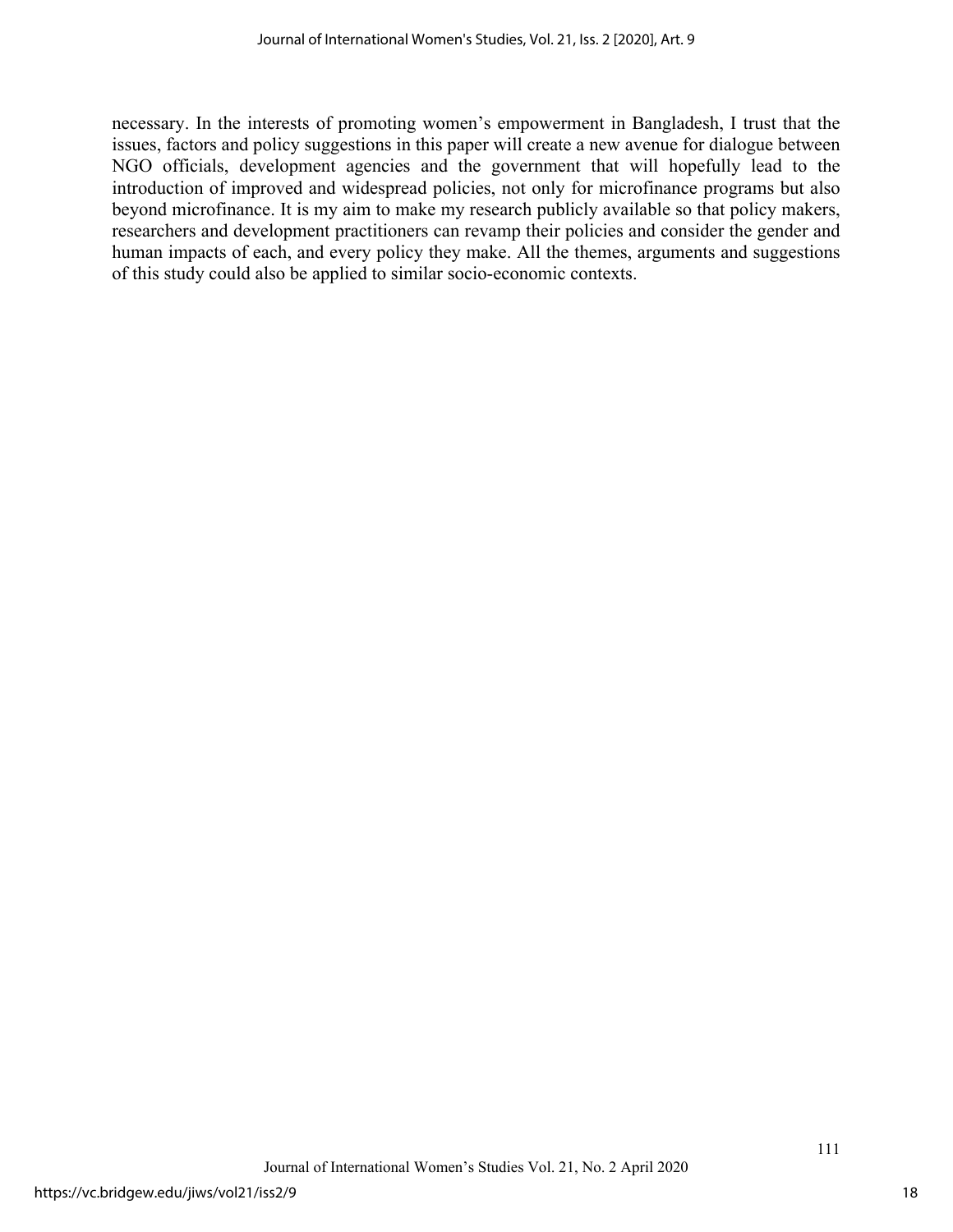necessary. In the interests of promoting women's empowerment in Bangladesh, I trust that the issues, factors and policy suggestions in this paper will create a new avenue for dialogue between NGO officials, development agencies and the government that will hopefully lead to the introduction of improved and widespread policies, not only for microfinance programs but also beyond microfinance. It is my aim to make my research publicly available so that policy makers, researchers and development practitioners can revamp their policies and consider the gender and human impacts of each, and every policy they make. All the themes, arguments and suggestions of this study could also be applied to similar socio-economic contexts.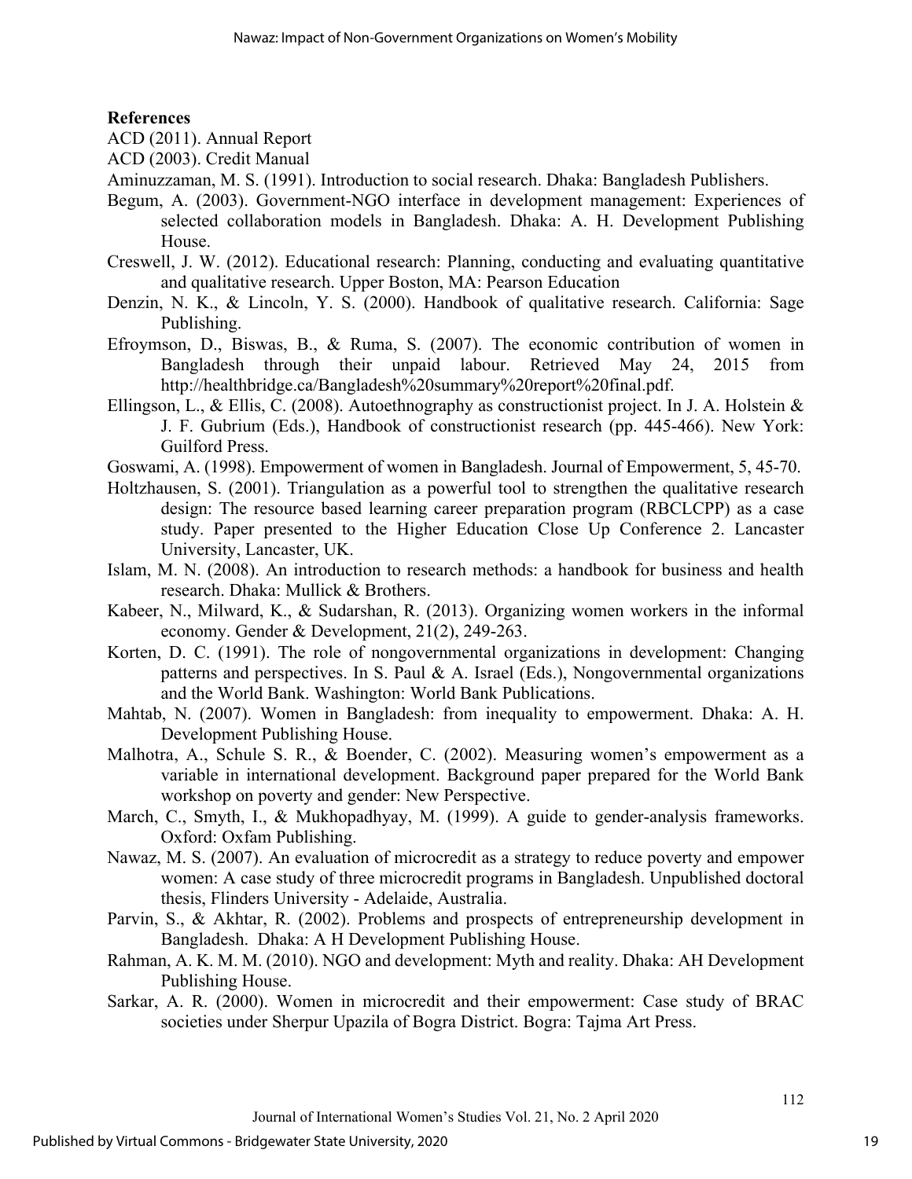**References**

ACD (2011). Annual Report

ACD (2003). Credit Manual

Aminuzzaman, M. S. (1991). Introduction to social research. Dhaka: Bangladesh Publishers.

Begum, A. (2003). Government-NGO interface in development management: Experiences of selected collaboration models in Bangladesh. Dhaka: A. H. Development Publishing House.

Creswell, J. W. (2012). Educational research: Planning, conducting and evaluating quantitative and qualitative research. Upper Boston, MA: Pearson Education

Denzin, N. K., & Lincoln, Y. S. (2000). Handbook of qualitative research. California: Sage Publishing.

Efroymson, D., Biswas, B., & Ruma, S. (2007). The economic contribution of women in Bangladesh through their unpaid labour. Retrieved May 24, 2015 from http://healthbridge.ca/Bangladesh%20summary%20report%20final.pdf.

Ellingson, L., & Ellis, C. (2008). Autoethnography as constructionist project. In J. A. Holstein & J. F. Gubrium (Eds.), Handbook of constructionist research (pp. 445-466). New York: Guilford Press.

Goswami, A. (1998). Empowerment of women in Bangladesh. Journal of Empowerment, 5, 45-70.

Holtzhausen, S. (2001). Triangulation as a powerful tool to strengthen the qualitative research design: The resource based learning career preparation program (RBCLCPP) as a case study. Paper presented to the Higher Education Close Up Conference 2. Lancaster University, Lancaster, UK.

Islam, M. N. (2008). An introduction to research methods: a handbook for business and health research. Dhaka: Mullick & Brothers.

Kabeer, N., Milward, K., & Sudarshan, R. (2013). Organizing women workers in the informal economy. Gender & Development, 21(2), 249-263.

Korten, D. C. (1991). The role of nongovernmental organizations in development: Changing patterns and perspectives. In S. Paul & A. Israel (Eds.), Nongovernmental organizations and the World Bank. Washington: World Bank Publications.

Mahtab, N. (2007). Women in Bangladesh: from inequality to empowerment. Dhaka: A. H. Development Publishing House.

Malhotra, A., Schule S. R., & Boender, C. (2002). Measuring women's empowerment as a variable in international development. Background paper prepared for the World Bank workshop on poverty and gender: New Perspective.

March, C., Smyth, I., & Mukhopadhyay, M. (1999). A guide to gender-analysis frameworks. Oxford: Oxfam Publishing.

Nawaz, M. S. (2007). An evaluation of microcredit as a strategy to reduce poverty and empower women: A case study of three microcredit programs in Bangladesh. Unpublished doctoral thesis, Flinders University - Adelaide, Australia.

Parvin, S., & Akhtar, R. (2002). Problems and prospects of entrepreneurship development in Bangladesh. Dhaka: A H Development Publishing House.

Rahman, A. K. M. M. (2010). NGO and development: Myth and reality. Dhaka: AH Development Publishing House.

Sarkar, A. R. (2000). Women in microcredit and their empowerment: Case study of BRAC societies under Sherpur Upazila of Bogra District. Bogra: Tajma Art Press.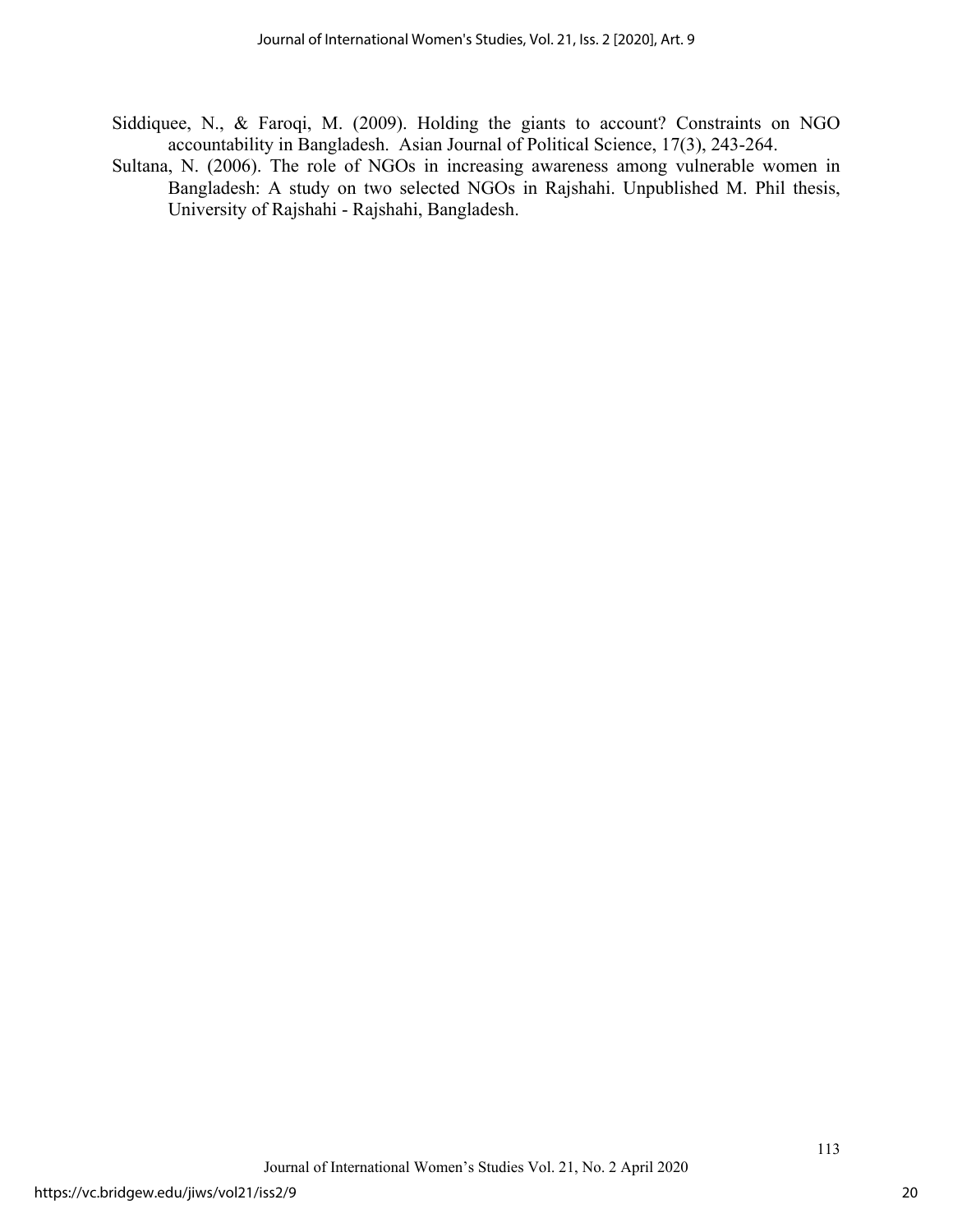Siddiquee, N., & Faroqi, M. (2009). Holding the giants to account? Constraints on NGO accountability in Bangladesh. Asian Journal of Political Science, 17(3), 243-264.

Sultana, N. (2006). The role of NGOs in increasing awareness among vulnerable women in Bangladesh: A study on two selected NGOs in Rajshahi. Unpublished M. Phil thesis, University of Rajshahi - Rajshahi, Bangladesh.